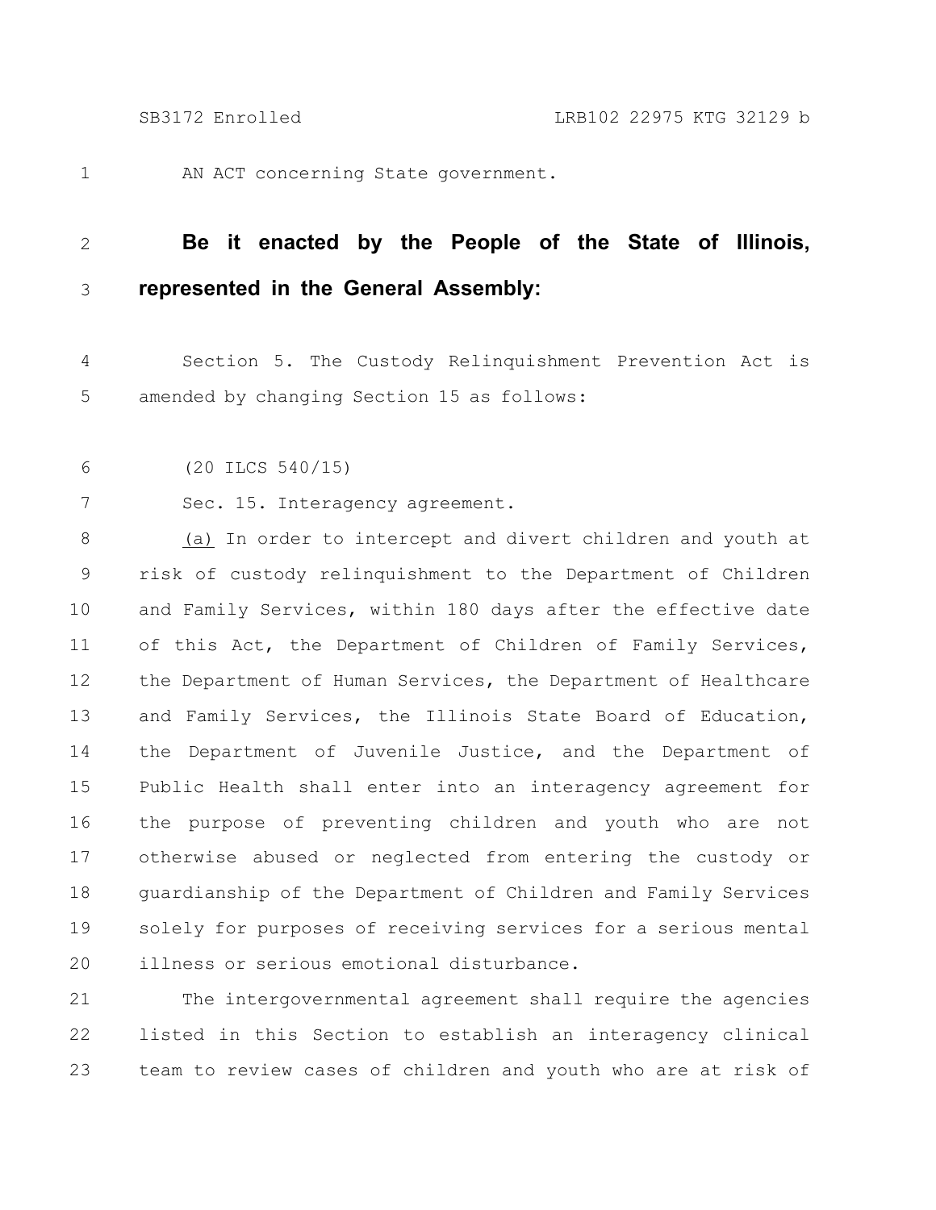AN ACT concerning State government.

**Be it enacted by the People of the State of Illinois, represented in the General Assembly:**

Section 5. The Custody Relinquishment Prevention Act is amended by changing Section 15 as follows:

(20 ILCS 540/15)

Sec. 15. Interagency agreement.

(a) In order to intercept and divert children and youth at risk of custody relinquishment to the Department of Children and Family Services, within 180 days after the effective date of this Act, the Department of Children of Family Services, the Department of Human Services, the Department of Healthcare and Family Services, the Illinois State Board of Education, the Department of Juvenile Justice, and the Department of Public Health shall enter into an interagency agreement for the purpose of preventing children and youth who are not otherwise abused or neglected from entering the custody or guardianship of the Department of Children and Family Services solely for purposes of receiving services for a serious mental illness or serious emotional disturbance.

The intergovernmental agreement shall require the agencies listed in this Section to establish an interagency clinical team to review cases of children and youth who are at risk of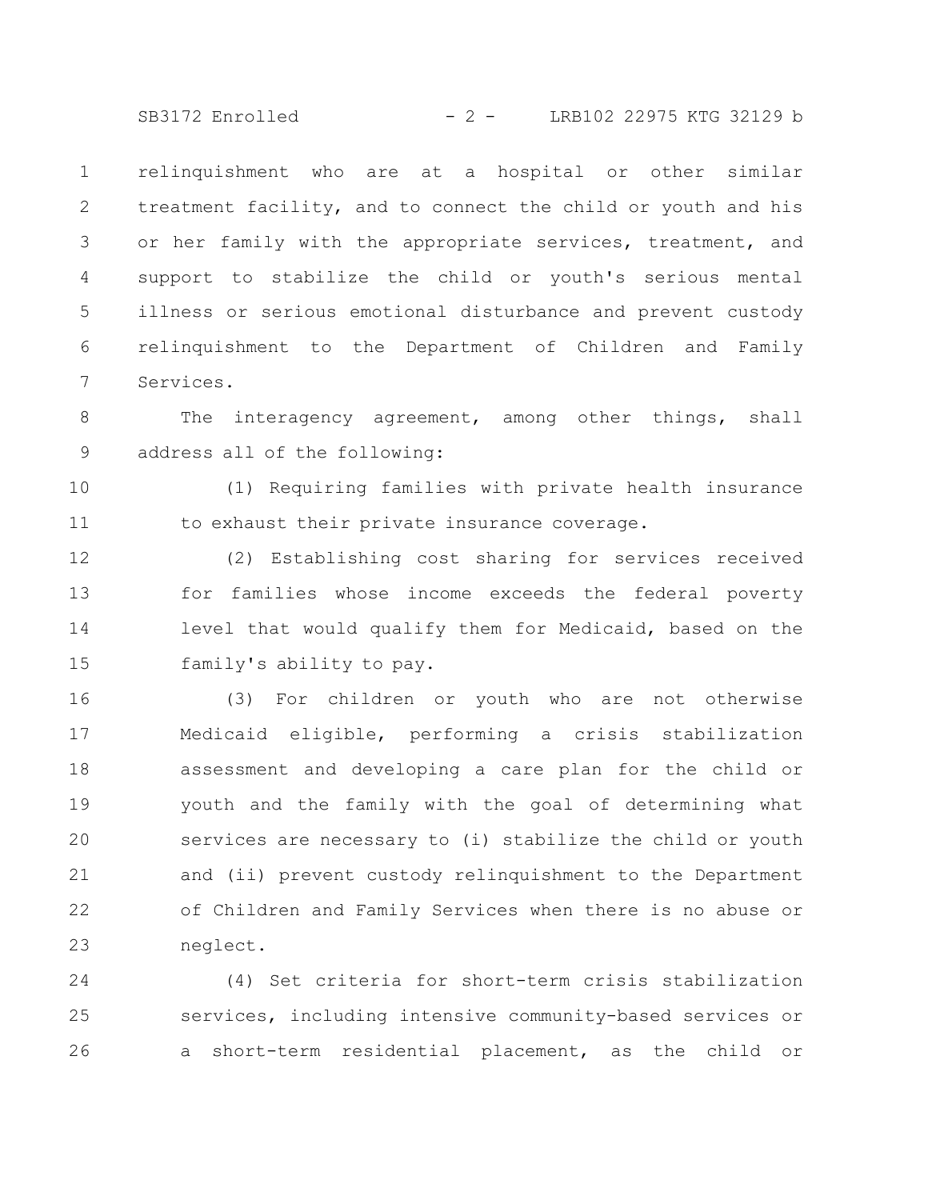relinquishment who are at a hospital or other similar treatment facility, and to connect the child or youth and his or her family with the appropriate services, treatment, and support to stabilize the child or youth's serious mental illness or serious emotional disturbance and prevent custody relinquishment to the Department of Children and Family Services.

The interagency agreement, among other things, shall address all of the following:

(1) Requiring families with private health insurance to exhaust their private insurance coverage.

(2) Establishing cost sharing for services received for families whose income exceeds the federal poverty level that would qualify them for Medicaid, based on the family's ability to pay.

(3) For children or youth who are not otherwise Medicaid eligible, performing a crisis stabilization assessment and developing a care plan for the child or youth and the family with the goal of determining what services are necessary to (i) stabilize the child or youth and (ii) prevent custody relinquishment to the Department of Children and Family Services when there is no abuse or neglect.

(4) Set criteria for short-term crisis stabilization services, including intensive community-based services or a short-term residential placement, as the child or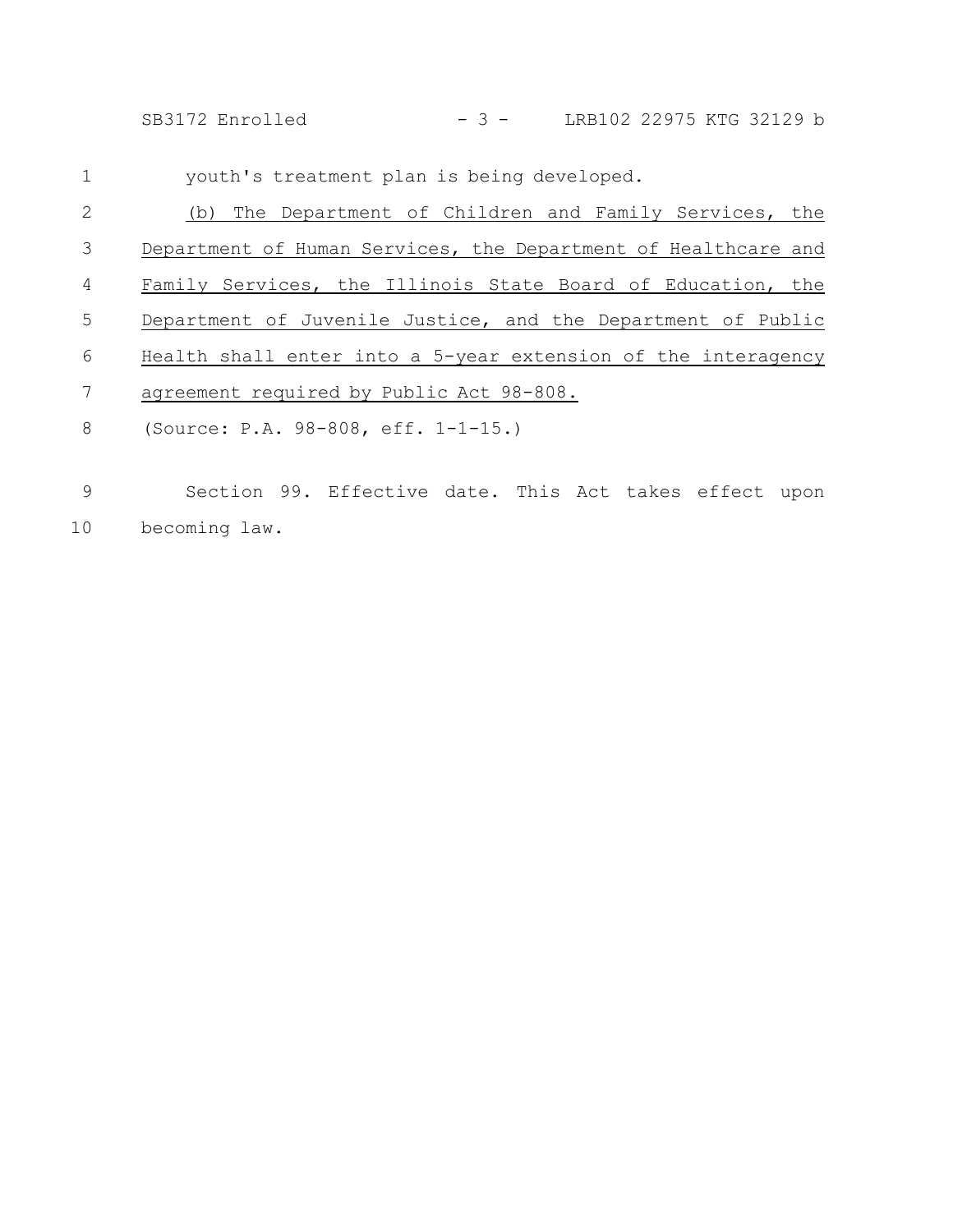youth's treatment plan is being developed.

(b) The Department of Children and Family Services, the Department of Human Services, the Department of Healthcare and Family Services, the Illinois State Board of Education, the Department of Juvenile Justice, and the Department of Public Health shall enter into a 5-year extension of the interagency agreement required by Public Act 98-808.

(Source: P.A. 98-808, eff. 1-1-15.)

Section 99. Effective date. This Act takes effect upon becoming law.